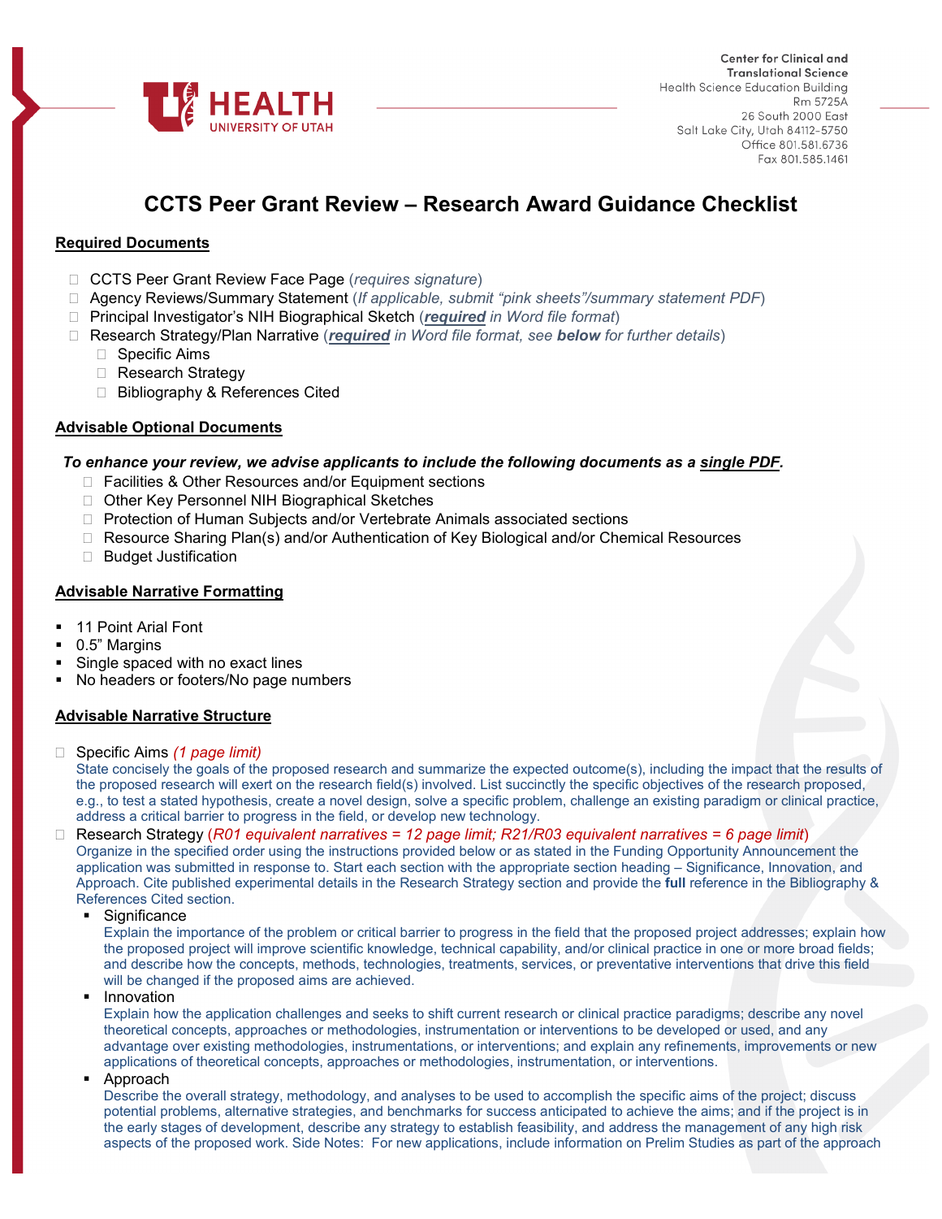Center for Clinical and Translational Science
Health Science Education Building
Rm 5725A
26 South 2000 East
Salt Lake City, Utah 84112-5750
Office 801.581.6736
Fax 801.585.1461

# CCTS Peer Grant Review – Research Award Guidance Checklist

## Required Documents

- ☐ CCTS Peer Grant Review Face Page (*requires signature*)
- ☐ Agency Reviews/Summary Statement (*If applicable, submit "pink sheets"/summary statement PDF*)
- ☐ Principal Investigator's NIH Biographical Sketch (***required*** *in Word file format*)
- ☐ Research Strategy/Plan Narrative (***required*** *in Word file format, see* ***below*** *for further details*)
  - ☐ Specific Aims
  - ☐ Research Strategy
  - ☐ Bibliography & References Cited

## Advisable Optional Documents

***To enhance your review, we advise applicants to include the following documents as a single PDF.***

- ☐ Facilities & Other Resources and/or Equipment sections
- ☐ Other Key Personnel NIH Biographical Sketches
- ☐ Protection of Human Subjects and/or Vertebrate Animals associated sections
- ☐ Resource Sharing Plan(s) and/or Authentication of Key Biological and/or Chemical Resources
- ☐ Budget Justification

## Advisable Narrative Formatting

- 11 Point Arial Font
- 0.5" Margins
- Single spaced with no exact lines
- No headers or footers/No page numbers

## Advisable Narrative Structure

- ☐ Specific Aims *(1 page limit)*
  State concisely the goals of the proposed research and summarize the expected outcome(s), including the impact that the results of the proposed research will exert on the research field(s) involved. List succinctly the specific objectives of the research proposed, e.g., to test a stated hypothesis, create a novel design, solve a specific problem, challenge an existing paradigm or clinical practice, address a critical barrier to progress in the field, or develop new technology.
- ☐ Research Strategy (*R01 equivalent narratives = 12 page limit; R21/R03 equivalent narratives = 6 page limit*)
  Organize in the specified order using the instructions provided below or as stated in the Funding Opportunity Announcement the application was submitted in response to. Start each section with the appropriate section heading – Significance, Innovation, and Approach. Cite published experimental details in the Research Strategy section and provide the **full** reference in the Bibliography & References Cited section.
  - Significance
    Explain the importance of the problem or critical barrier to progress in the field that the proposed project addresses; explain how the proposed project will improve scientific knowledge, technical capability, and/or clinical practice in one or more broad fields; and describe how the concepts, methods, technologies, treatments, services, or preventative interventions that drive this field will be changed if the proposed aims are achieved.
  - Innovation
    Explain how the application challenges and seeks to shift current research or clinical practice paradigms; describe any novel theoretical concepts, approaches or methodologies, instrumentation or interventions to be developed or used, and any advantage over existing methodologies, instrumentations, or interventions; and explain any refinements, improvements or new applications of theoretical concepts, approaches or methodologies, instrumentation, or interventions.
  - Approach
    Describe the overall strategy, methodology, and analyses to be used to accomplish the specific aims of the project; discuss potential problems, alternative strategies, and benchmarks for success anticipated to achieve the aims; and if the project is in the early stages of development, describe any strategy to establish feasibility, and address the management of any high risk aspects of the proposed work. Side Notes: For new applications, include information on Prelim Studies as part of the approach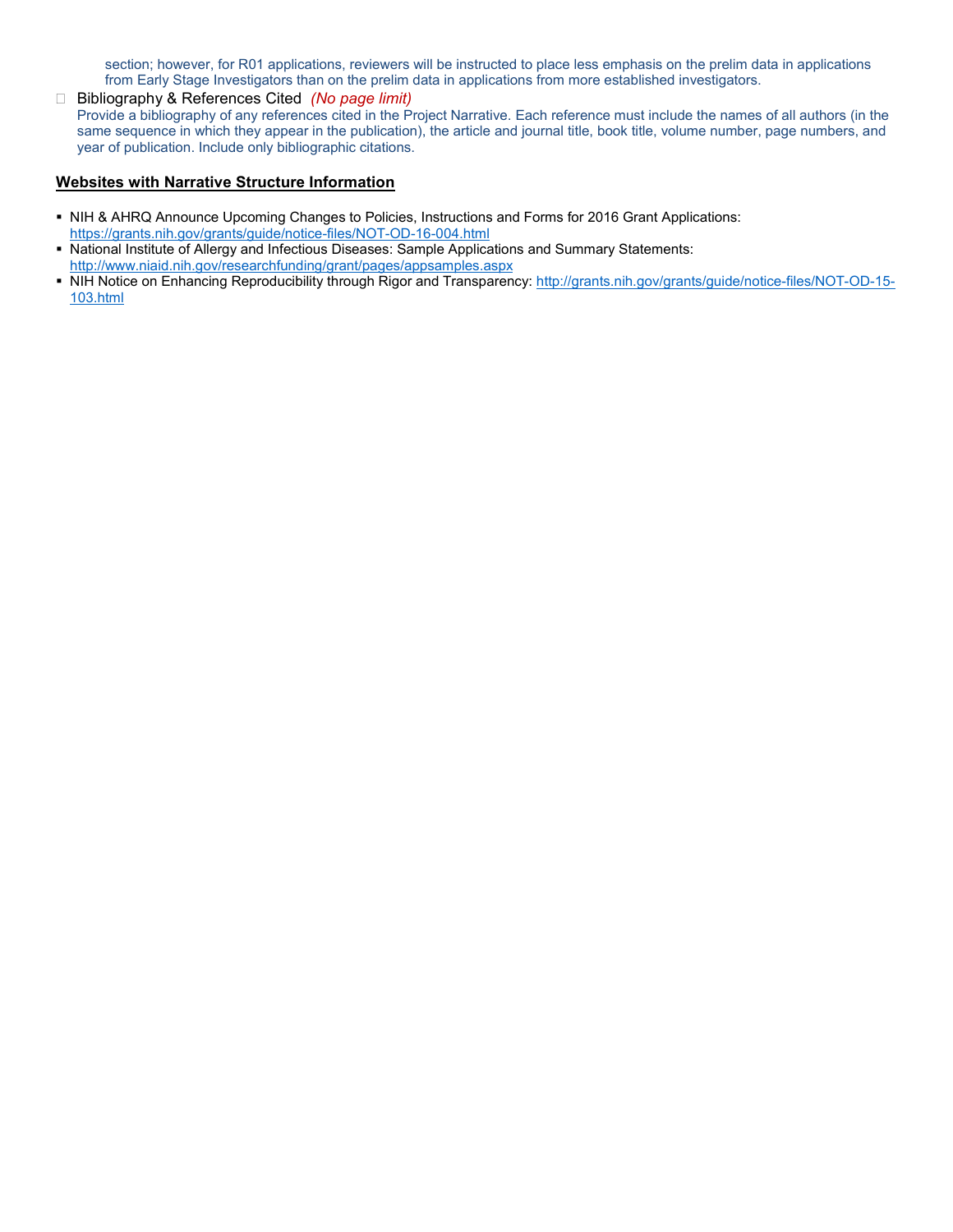section; however, for R01 applications, reviewers will be instructed to place less emphasis on the prelim data in applications from Early Stage Investigators than on the prelim data in applications from more established investigators.

- [ ] Bibliography & References Cited *(No page limit)*
  Provide a bibliography of any references cited in the Project Narrative. Each reference must include the names of all authors (in the same sequence in which they appear in the publication), the article and journal title, book title, volume number, page numbers, and year of publication. Include only bibliographic citations.

**Websites with Narrative Structure Information**

- NIH & AHRQ Announce Upcoming Changes to Policies, Instructions and Forms for 2016 Grant Applications: https://grants.nih.gov/grants/guide/notice-files/NOT-OD-16-004.html
- National Institute of Allergy and Infectious Diseases: Sample Applications and Summary Statements: http://www.niaid.nih.gov/researchfunding/grant/pages/appsamples.aspx
- NIH Notice on Enhancing Reproducibility through Rigor and Transparency: http://grants.nih.gov/grants/guide/notice-files/NOT-OD-15-103.html